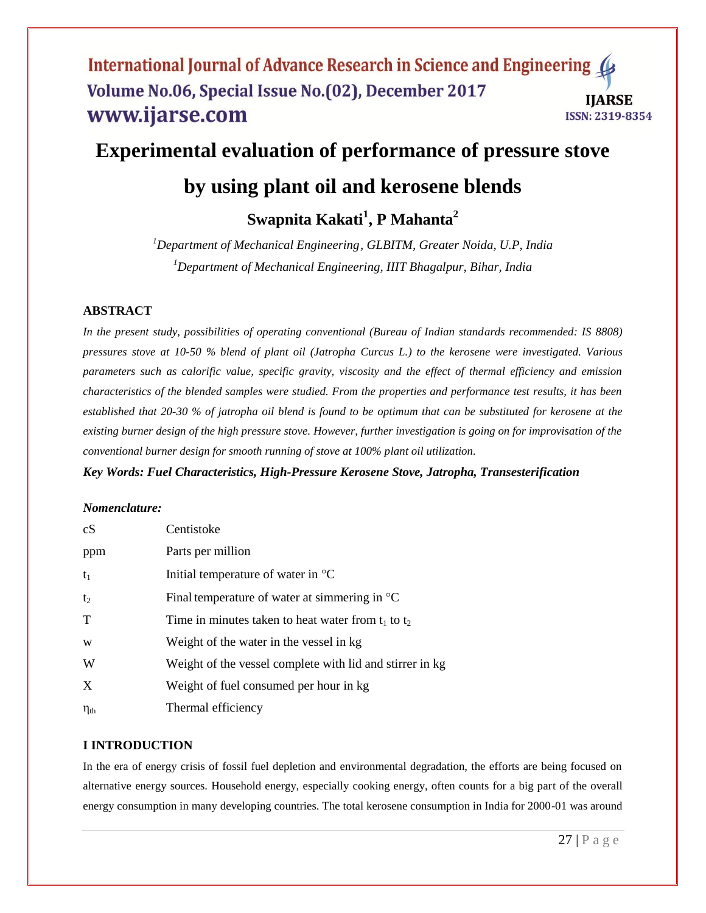# Experimental evaluation of performance of pressure stove by using plant oil and kerosene blends

**Swapnita Kakati[1], P Mahanta[2]**

*[1]Department of Mechanical Engineering, GLBITM, Greater Noida, U.P, India*

*[1]Department of Mechanical Engineering, IIIT Bhagalpur, Bihar, India*

## ABSTRACT

*In the present study, possibilities of operating conventional (Bureau of Indian standards recommended: IS 8808) pressures stove at 10-50 % blend of plant oil (Jatropha Curcus L.) to the kerosene were investigated. Various parameters such as calorific value, specific gravity, viscosity and the effect of thermal efficiency and emission characteristics of the blended samples were studied. From the properties and performance test results, it has been established that 20-30 % of jatropha oil blend is found to be optimum that can be substituted for kerosene at the existing burner design of the high pressure stove. However, further investigation is going on for improvisation of the conventional burner design for smooth running of stove at 100% plant oil utilization.*

***Key Words: Fuel Characteristics, High-Pressure Kerosene Stove, Jatropha, Transesterification***

***Nomenclature:***

| | |
|---|---|
| cS | Centistoke |
| ppm | Parts per million |
| $t_1$ | Initial temperature of water in °C |
| $t_2$ | Final temperature of water at simmering in °C |
| T | Time in minutes taken to heat water from $t_1$ to $t_2$ |
| w | Weight of the water in the vessel in kg |
| W | Weight of the vessel complete with lid and stirrer in kg |
| X | Weight of fuel consumed per hour in kg |
| $\eta_{th}$ | Thermal efficiency |

## I INTRODUCTION

In the era of energy crisis of fossil fuel depletion and environmental degradation, the efforts are being focused on alternative energy sources. Household energy, especially cooking energy, often counts for a big part of the overall energy consumption in many developing countries. The total kerosene consumption in India for 2000-01 was around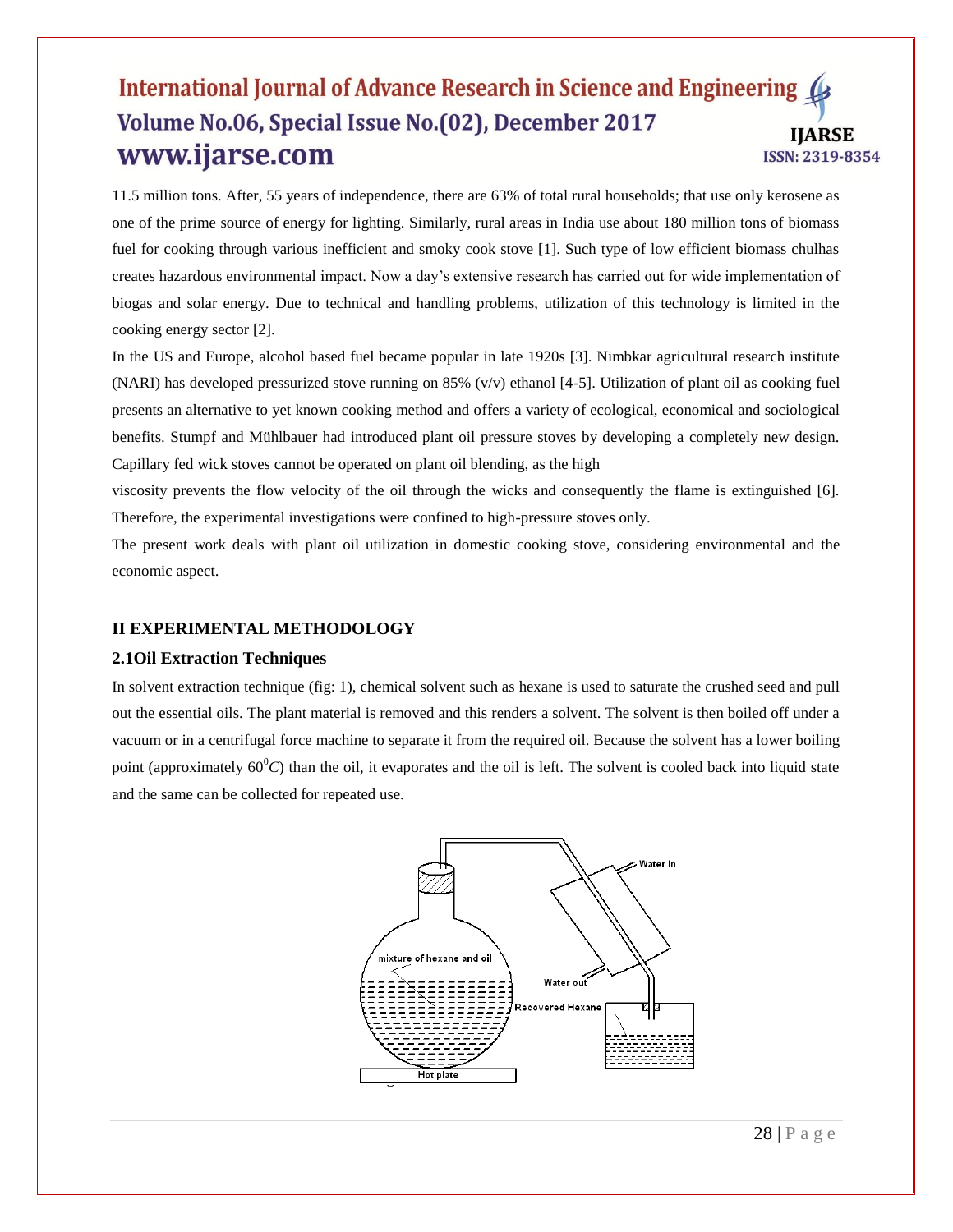11.5 million tons. After, 55 years of independence, there are 63% of total rural households; that use only kerosene as one of the prime source of energy for lighting. Similarly, rural areas in India use about 180 million tons of biomass fuel for cooking through various inefficient and smoky cook stove [1]. Such type of low efficient biomass chulhas creates hazardous environmental impact. Now a day's extensive research has carried out for wide implementation of biogas and solar energy. Due to technical and handling problems, utilization of this technology is limited in the cooking energy sector [2].

In the US and Europe, alcohol based fuel became popular in late 1920s [3]. Nimbkar agricultural research institute (NARI) has developed pressurized stove running on 85% (v/v) ethanol [4-5]. Utilization of plant oil as cooking fuel presents an alternative to yet known cooking method and offers a variety of ecological, economical and sociological benefits. Stumpf and Mühlbauer had introduced plant oil pressure stoves by developing a completely new design. Capillary fed wick stoves cannot be operated on plant oil blending, as the high viscosity prevents the flow velocity of the oil through the wicks and consequently the flame is extinguished [6]. Therefore, the experimental investigations were confined to high-pressure stoves only.

The present work deals with plant oil utilization in domestic cooking stove, considering environmental and the economic aspect.

## II EXPERIMENTAL METHODOLOGY

### 2.1Oil Extraction Techniques

In solvent extraction technique (fig: 1), chemical solvent such as hexane is used to saturate the crushed seed and pull out the essential oils. The plant material is removed and this renders a solvent. The solvent is then boiled off under a vacuum or in a centrifugal force machine to separate it from the required oil. Because the solvent has a lower boiling point (approximately $60^0C$) than the oil, it evaporates and the oil is left. The solvent is cooled back into liquid state and the same can be collected for repeated use.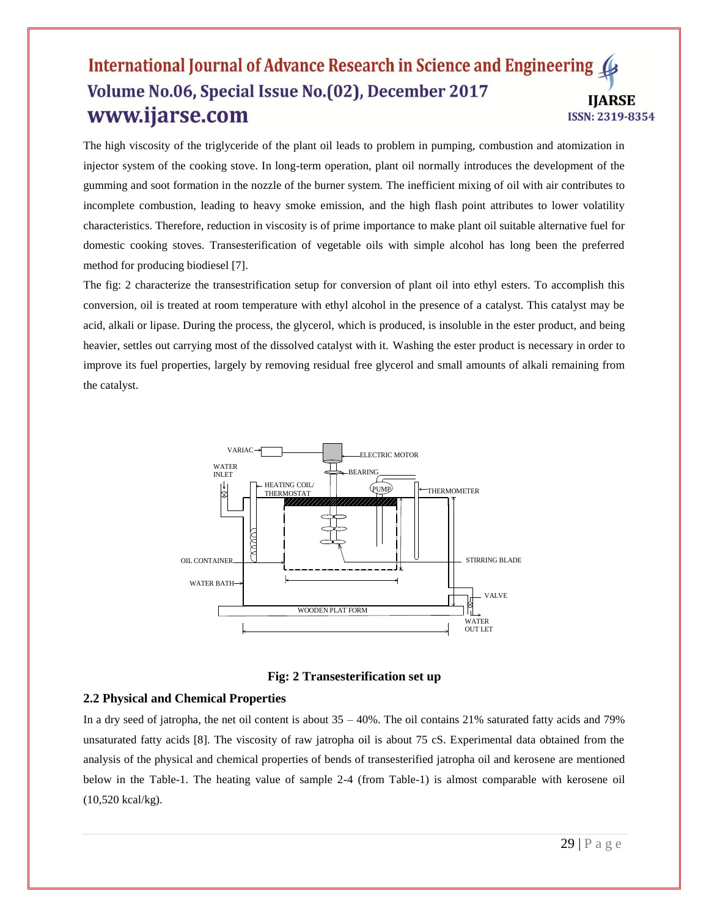The high viscosity of the triglyceride of the plant oil leads to problem in pumping, combustion and atomization in injector system of the cooking stove. In long-term operation, plant oil normally introduces the development of the gumming and soot formation in the nozzle of the burner system. The inefficient mixing of oil with air contributes to incomplete combustion, leading to heavy smoke emission, and the high flash point attributes to lower volatility characteristics. Therefore, reduction in viscosity is of prime importance to make plant oil suitable alternative fuel for domestic cooking stoves. Transesterification of vegetable oils with simple alcohol has long been the preferred method for producing biodiesel [7].

The fig: 2 characterize the transestrification setup for conversion of plant oil into ethyl esters. To accomplish this conversion, oil is treated at room temperature with ethyl alcohol in the presence of a catalyst. This catalyst may be acid, alkali or lipase. During the process, the glycerol, which is produced, is insoluble in the ester product, and being heavier, settles out carrying most of the dissolved catalyst with it. Washing the ester product is necessary in order to improve its fuel properties, largely by removing residual free glycerol and small amounts of alkali remaining from the catalyst.

VARIAC, ELECTRIC MOTOR, BEARING, WATER INLET, HEATING COIL/ THERMOSTAT, PUMP, THERMOMETER, OIL CONTAINER, STIRRING BLADE, WATER BATH, VALVE, WOODEN PLAT FORM, WATER OUT LET

**Fig: 2 Transesterification set up**

## 2.2 Physical and Chemical Properties

In a dry seed of jatropha, the net oil content is about 35 – 40%. The oil contains 21% saturated fatty acids and 79% unsaturated fatty acids [8]. The viscosity of raw jatropha oil is about 75 cS. Experimental data obtained from the analysis of the physical and chemical properties of bends of transesterified jatropha oil and kerosene are mentioned below in the Table-1. The heating value of sample 2-4 (from Table-1) is almost comparable with kerosene oil (10,520 kcal/kg).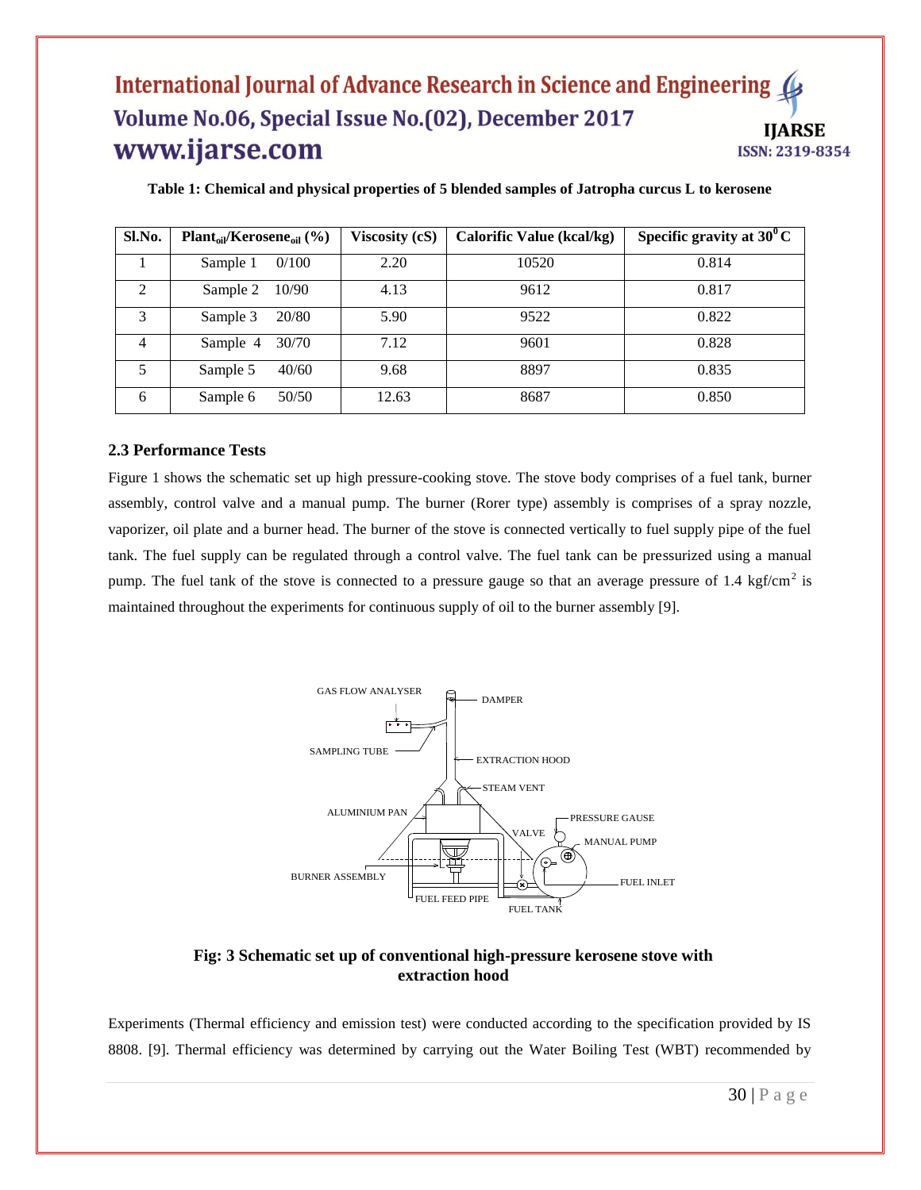**Table 1: Chemical and physical properties of 5 blended samples of Jatropha curcus L to kerosene**

| Sl.No. | $Plant_{oil}/Kerosene_{oil}$ (%) | Viscosity (cS) | Calorific Value (kcal/kg) | Specific gravity at $30^0$ C |
|---|---|---|---|---|
| 1 | Sample 1 0/100 | 2.20 | 10520 | 0.814 |
| 2 | Sample 2 10/90 | 4.13 | 9612 | 0.817 |
| 3 | Sample 3 20/80 | 5.90 | 9522 | 0.822 |
| 4 | Sample 4 30/70 | 7.12 | 9601 | 0.828 |
| 5 | Sample 5 40/60 | 9.68 | 8897 | 0.835 |
| 6 | Sample 6 50/50 | 12.63 | 8687 | 0.850 |

### 2.3 Performance Tests

Figure 1 shows the schematic set up high pressure-cooking stove. The stove body comprises of a fuel tank, burner assembly, control valve and a manual pump. The burner (Rorer type) assembly is comprises of a spray nozzle, vaporizer, oil plate and a burner head. The burner of the stove is connected vertically to fuel supply pipe of the fuel tank. The fuel supply can be regulated through a control valve. The fuel tank can be pressurized using a manual pump. The fuel tank of the stove is connected to a pressure gauge so that an average pressure of 1.4 kgf/cm$^2$ is maintained throughout the experiments for continuous supply of oil to the burner assembly [9].

**Fig: 3 Schematic set up of conventional high-pressure kerosene stove with extraction hood**

Experiments (Thermal efficiency and emission test) were conducted according to the specification provided by IS 8808. [9]. Thermal efficiency was determined by carrying out the Water Boiling Test (WBT) recommended by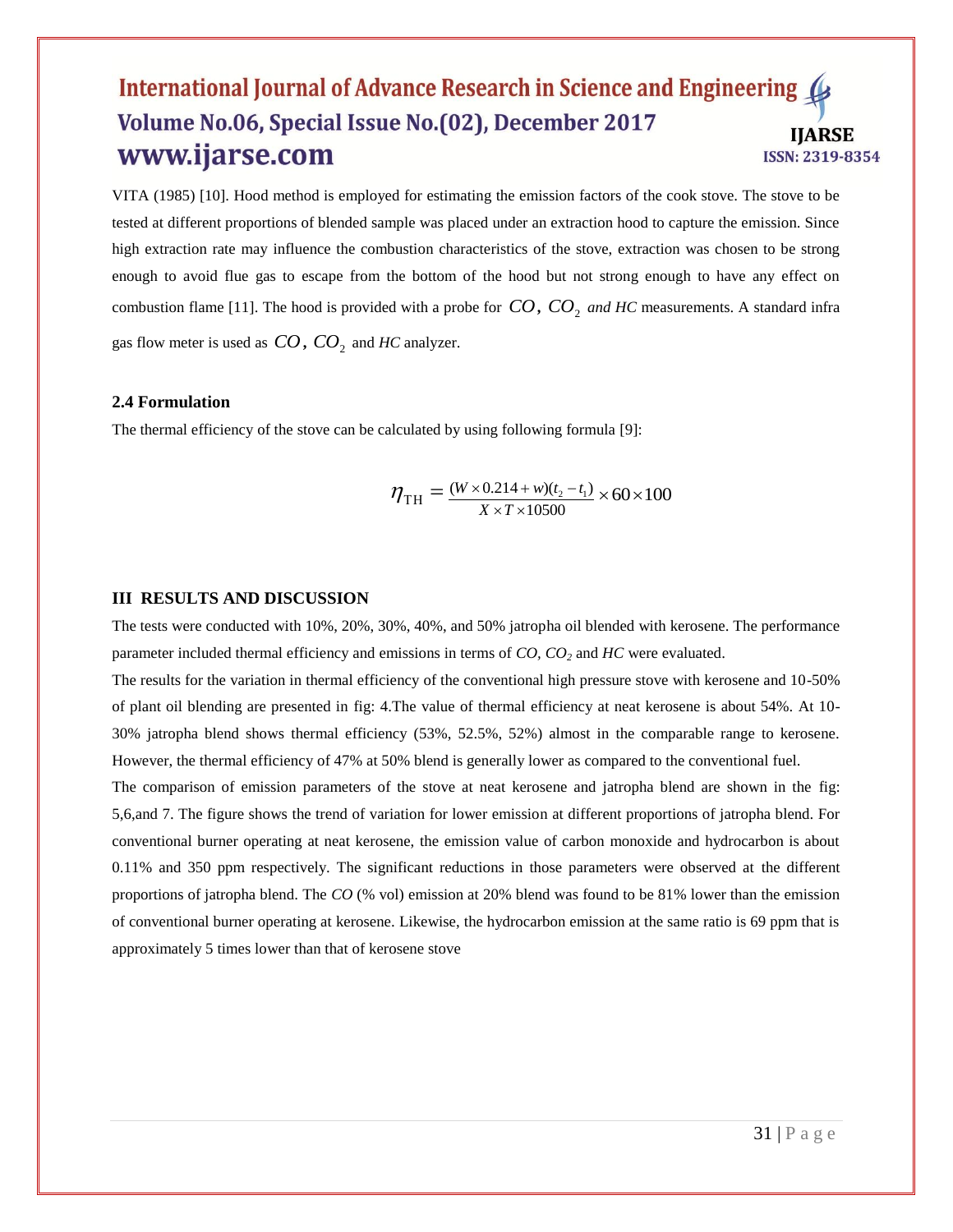VITA (1985) [10]. Hood method is employed for estimating the emission factors of the cook stove. The stove to be tested at different proportions of blended sample was placed under an extraction hood to capture the emission. Since high extraction rate may influence the combustion characteristics of the stove, extraction was chosen to be strong enough to avoid flue gas to escape from the bottom of the hood but not strong enough to have any effect on combustion flame [11]. The hood is provided with a probe for $CO$, $CO_2$ *and HC* measurements. A standard infra gas flow meter is used as $CO$, $CO_2$ and *HC* analyzer.

### 2.4 Formulation

The thermal efficiency of the stove can be calculated by using following formula [9]:

$$\eta_{\mathrm{TH}} = \frac{(W \times 0.214 + w)(t_2 - t_1)}{X \times T \times 10500} \times 60 \times 100$$

## III RESULTS AND DISCUSSION

The tests were conducted with 10%, 20%, 30%, 40%, and 50% jatropha oil blended with kerosene. The performance parameter included thermal efficiency and emissions in terms of $CO$, $CO_2$ and *HC* were evaluated.

The results for the variation in thermal efficiency of the conventional high pressure stove with kerosene and 10-50% of plant oil blending are presented in fig: 4.The value of thermal efficiency at neat kerosene is about 54%. At 10-30% jatropha blend shows thermal efficiency (53%, 52.5%, 52%) almost in the comparable range to kerosene. However, the thermal efficiency of 47% at 50% blend is generally lower as compared to the conventional fuel.

The comparison of emission parameters of the stove at neat kerosene and jatropha blend are shown in the fig: 5,6,and 7. The figure shows the trend of variation for lower emission at different proportions of jatropha blend. For conventional burner operating at neat kerosene, the emission value of carbon monoxide and hydrocarbon is about 0.11% and 350 ppm respectively. The significant reductions in those parameters were observed at the different proportions of jatropha blend. The *CO* (% vol) emission at 20% blend was found to be 81% lower than the emission of conventional burner operating at kerosene. Likewise, the hydrocarbon emission at the same ratio is 69 ppm that is approximately 5 times lower than that of kerosene stove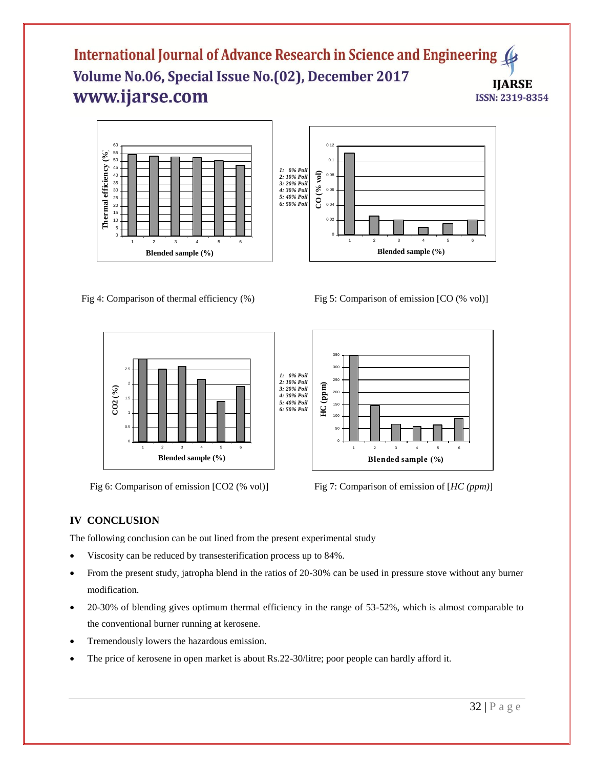Fig 4: Comparison of thermal efficiency (%)

Fig 5: Comparison of emission [CO (% vol)]

Fig 6: Comparison of emission [CO2 (% vol)]

Fig 7: Comparison of emission of [*HC (ppm)*]

## IV CONCLUSION

The following conclusion can be out lined from the present experimental study

- Viscosity can be reduced by transesterification process up to 84%.
- From the present study, jatropha blend in the ratios of 20-30% can be used in pressure stove without any burner modification.
- 20-30% of blending gives optimum thermal efficiency in the range of 53-52%, which is almost comparable to the conventional burner running at kerosene.
- Tremendously lowers the hazardous emission.
- The price of kerosene in open market is about Rs.22-30/litre; poor people can hardly afford it.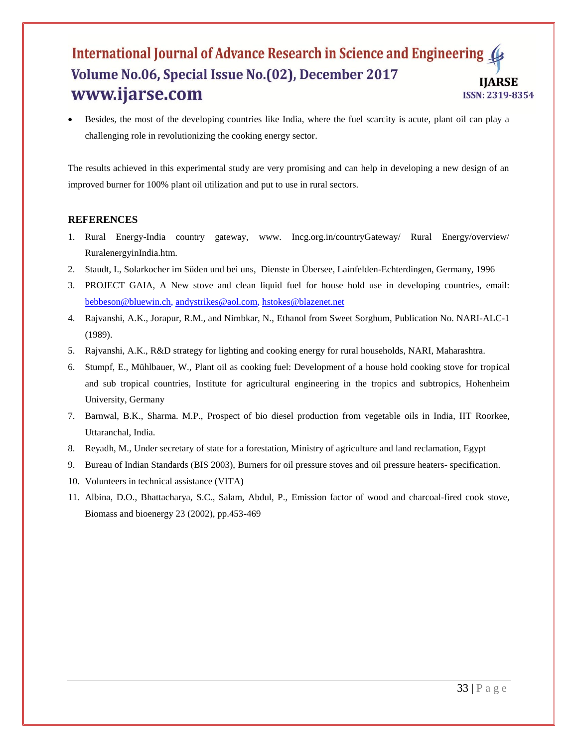- Besides, the most of the developing countries like India, where the fuel scarcity is acute, plant oil can play a challenging role in revolutionizing the cooking energy sector.

The results achieved in this experimental study are very promising and can help in developing a new design of an improved burner for 100% plant oil utilization and put to use in rural sectors.

## REFERENCES

1. Rural Energy-India country gateway, www. Incg.org.in/countryGateway/ Rural Energy/overview/ RuralenergyinIndia.htm.
2. Staudt, I., Solarkocher im Süden und bei uns, Dienste in Übersee, Lainfelden-Echterdingen, Germany, 1996
3. PROJECT GAIA, A New stove and clean liquid fuel for house hold use in developing countries, email: bebbeson@bluewin.ch, andystrikes@aol.com, hstokes@blazenet.net
4. Rajvanshi, A.K., Jorapur, R.M., and Nimbkar, N., Ethanol from Sweet Sorghum, Publication No. NARI-ALC-1 (1989).
5. Rajvanshi, A.K., R&D strategy for lighting and cooking energy for rural households, NARI, Maharashtra.
6. Stumpf, E., Mühlbauer, W., Plant oil as cooking fuel: Development of a house hold cooking stove for tropical and sub tropical countries, Institute for agricultural engineering in the tropics and subtropics, Hohenheim University, Germany
7. Barnwal, B.K., Sharma. M.P., Prospect of bio diesel production from vegetable oils in India, IIT Roorkee, Uttaranchal, India.
8. Reyadh, M., Under secretary of state for a forestation, Ministry of agriculture and land reclamation, Egypt
9. Bureau of Indian Standards (BIS 2003), Burners for oil pressure stoves and oil pressure heaters- specification.
10. Volunteers in technical assistance (VITA)
11. Albina, D.O., Bhattacharya, S.C., Salam, Abdul, P., Emission factor of wood and charcoal-fired cook stove, Biomass and bioenergy 23 (2002), pp.453-469